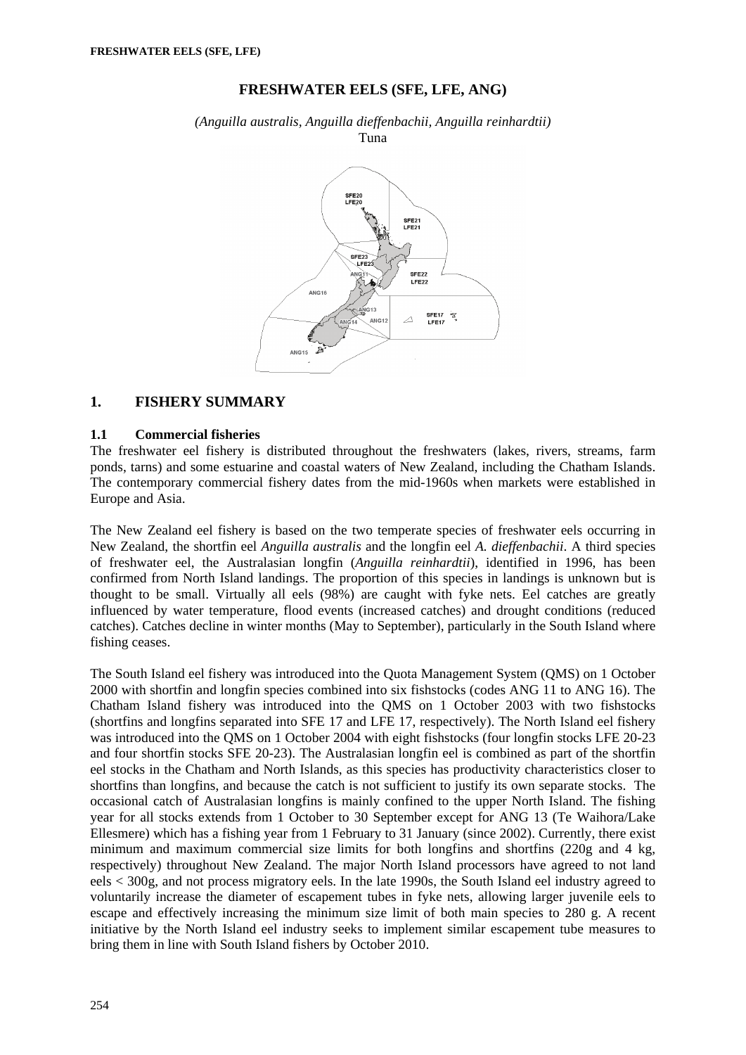# FRESHWATER EELS (SFE, LFE, ANG)

*(Anguilla australis, Anguilla dieffenbachii, Anguilla reinhardtii)*
Tuna

## 1. FISHERY SUMMARY

### 1.1 Commercial fisheries

The freshwater eel fishery is distributed throughout the freshwaters (lakes, rivers, streams, farm ponds, tarns) and some estuarine and coastal waters of New Zealand, including the Chatham Islands. The contemporary commercial fishery dates from the mid-1960s when markets were established in Europe and Asia.

The New Zealand eel fishery is based on the two temperate species of freshwater eels occurring in New Zealand, the shortfin eel *Anguilla australis* and the longfin eel *A. dieffenbachii*. A third species of freshwater eel, the Australasian longfin (*Anguilla reinhardtii*), identified in 1996, has been confirmed from North Island landings. The proportion of this species in landings is unknown but is thought to be small. Virtually all eels (98%) are caught with fyke nets. Eel catches are greatly influenced by water temperature, flood events (increased catches) and drought conditions (reduced catches). Catches decline in winter months (May to September), particularly in the South Island where fishing ceases.

The South Island eel fishery was introduced into the Quota Management System (QMS) on 1 October 2000 with shortfin and longfin species combined into six fishstocks (codes ANG 11 to ANG 16). The Chatham Island fishery was introduced into the QMS on 1 October 2003 with two fishstocks (shortfins and longfins separated into SFE 17 and LFE 17, respectively). The North Island eel fishery was introduced into the QMS on 1 October 2004 with eight fishstocks (four longfin stocks LFE 20-23 and four shortfin stocks SFE 20-23). The Australasian longfin eel is combined as part of the shortfin eel stocks in the Chatham and North Islands, as this species has productivity characteristics closer to shortfins than longfins, and because the catch is not sufficient to justify its own separate stocks. The occasional catch of Australasian longfins is mainly confined to the upper North Island. The fishing year for all stocks extends from 1 October to 30 September except for ANG 13 (Te Waihora/Lake Ellesmere) which has a fishing year from 1 February to 31 January (since 2002). Currently, there exist minimum and maximum commercial size limits for both longfins and shortfins (220g and 4 kg, respectively) throughout New Zealand. The major North Island processors have agreed to not land eels < 300g, and not process migratory eels. In the late 1990s, the South Island eel industry agreed to voluntarily increase the diameter of escapement tubes in fyke nets, allowing larger juvenile eels to escape and effectively increasing the minimum size limit of both main species to 280 g. A recent initiative by the North Island eel industry seeks to implement similar escapement tube measures to bring them in line with South Island fishers by October 2010.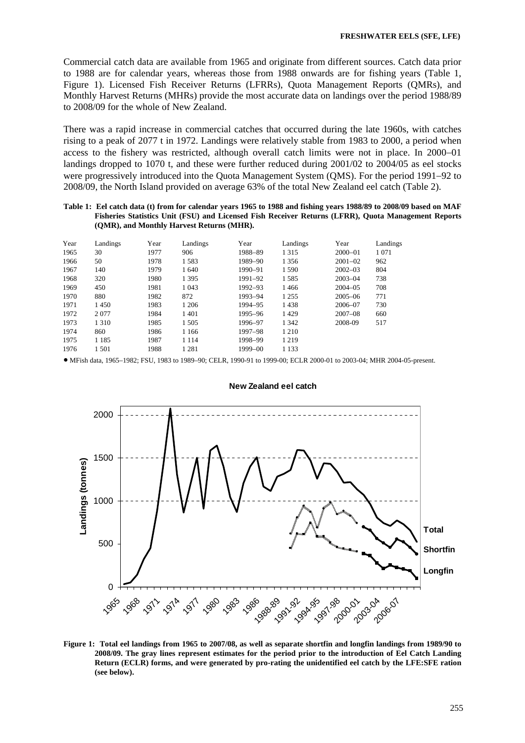Commercial catch data are available from 1965 and originate from different sources. Catch data prior to 1988 are for calendar years, whereas those from 1988 onwards are for fishing years (Table 1, Figure 1). Licensed Fish Receiver Returns (LFRRs), Quota Management Reports (QMRs), and Monthly Harvest Returns (MHRs) provide the most accurate data on landings over the period 1988/89 to 2008/09 for the whole of New Zealand.

There was a rapid increase in commercial catches that occurred during the late 1960s, with catches rising to a peak of 2077 t in 1972. Landings were relatively stable from 1983 to 2000, a period when access to the fishery was restricted, although overall catch limits were not in place. In 2000–01 landings dropped to 1070 t, and these were further reduced during 2001/02 to 2004/05 as eel stocks were progressively introduced into the Quota Management System (QMS). For the period 1991–92 to 2008/09, the North Island provided on average 63% of the total New Zealand eel catch (Table 2).

**Table 1: Eel catch data (t) from for calendar years 1965 to 1988 and fishing years 1988/89 to 2008/09 based on MAF Fisheries Statistics Unit (FSU) and Licensed Fish Receiver Returns (LFRR), Quota Management Reports (QMR), and Monthly Harvest Returns (MHR).**

| Year | Landings | Year | Landings | Year | Landings | Year | Landings |
|---|---|---|---|---|---|---|---|
| 1965 | 30 | 1977 | 906 | 1988–89 | 1 315 | 2000–01 | 1 071 |
| 1966 | 50 | 1978 | 1 583 | 1989–90 | 1 356 | 2001–02 | 962 |
| 1967 | 140 | 1979 | 1 640 | 1990–91 | 1 590 | 2002–03 | 804 |
| 1968 | 320 | 1980 | 1 395 | 1991–92 | 1 585 | 2003–04 | 738 |
| 1969 | 450 | 1981 | 1 043 | 1992–93 | 1 466 | 2004–05 | 708 |
| 1970 | 880 | 1982 | 872 | 1993–94 | 1 255 | 2005–06 | 771 |
| 1971 | 1 450 | 1983 | 1 206 | 1994–95 | 1 438 | 2006–07 | 730 |
| 1972 | 2 077 | 1984 | 1 401 | 1995–96 | 1 429 | 2007–08 | 660 |
| 1973 | 1 310 | 1985 | 1 505 | 1996–97 | 1 342 | 2008-09 | 517 |
| 1974 | 860 | 1986 | 1 166 | 1997–98 | 1 210 | | |
| 1975 | 1 185 | 1987 | 1 114 | 1998–99 | 1 219 | | |
| 1976 | 1 501 | 1988 | 1 281 | 1999–00 | 1 133 | | |

• MFish data, 1965–1982; FSU, 1983 to 1989–90; CELR, 1990-91 to 1999-00; ECLR 2000-01 to 2003-04; MHR 2004-05-present.

**Figure 1: Total eel landings from 1965 to 2007/08, as well as separate shortfin and longfin landings from 1989/90 to 2008/09. The gray lines represent estimates for the period prior to the introduction of Eel Catch Landing Return (ECLR) forms, and were generated by pro-rating the unidentified eel catch by the LFE:SFE ration (see below).**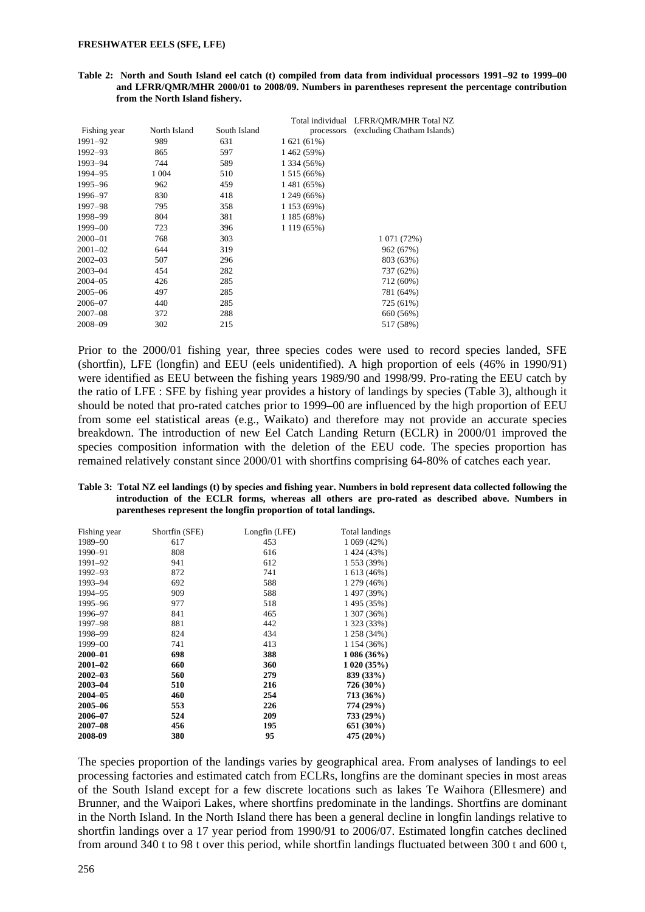**Table 2: North and South Island eel catch (t) compiled from data from individual processors 1991–92 to 1999–00 and LFRR/QMR/MHR 2000/01 to 2008/09. Numbers in parentheses represent the percentage contribution from the North Island fishery.**

| Fishing year | North Island | South Island | Total individual processors | LFRR/QMR/MHR Total NZ (excluding Chatham Islands) |
|---|---|---|---|---|
| 1991–92 | 989 | 631 | 1 621 (61%) | |
| 1992–93 | 865 | 597 | 1 462 (59%) | |
| 1993–94 | 744 | 589 | 1 334 (56%) | |
| 1994–95 | 1 004 | 510 | 1 515 (66%) | |
| 1995–96 | 962 | 459 | 1 481 (65%) | |
| 1996–97 | 830 | 418 | 1 249 (66%) | |
| 1997–98 | 795 | 358 | 1 153 (69%) | |
| 1998–99 | 804 | 381 | 1 185 (68%) | |
| 1999–00 | 723 | 396 | 1 119 (65%) | |
| 2000–01 | 768 | 303 | | 1 071 (72%) |
| 2001–02 | 644 | 319 | | 962 (67%) |
| 2002–03 | 507 | 296 | | 803 (63%) |
| 2003–04 | 454 | 282 | | 737 (62%) |
| 2004–05 | 426 | 285 | | 712 (60%) |
| 2005–06 | 497 | 285 | | 781 (64%) |
| 2006–07 | 440 | 285 | | 725 (61%) |
| 2007–08 | 372 | 288 | | 660 (56%) |
| 2008–09 | 302 | 215 | | 517 (58%) |

Prior to the 2000/01 fishing year, three species codes were used to record species landed, SFE (shortfin), LFE (longfin) and EEU (eels unidentified). A high proportion of eels (46% in 1990/91) were identified as EEU between the fishing years 1989/90 and 1998/99. Pro-rating the EEU catch by the ratio of LFE : SFE by fishing year provides a history of landings by species (Table 3), although it should be noted that pro-rated catches prior to 1999–00 are influenced by the high proportion of EEU from some eel statistical areas (e.g., Waikato) and therefore may not provide an accurate species breakdown. The introduction of new Eel Catch Landing Return (ECLR) in 2000/01 improved the species composition information with the deletion of the EEU code. The species proportion has remained relatively constant since 2000/01 with shortfins comprising 64-80% of catches each year.

**Table 3: Total NZ eel landings (t) by species and fishing year. Numbers in bold represent data collected following the introduction of the ECLR forms, whereas all others are pro-rated as described above. Numbers in parentheses represent the longfin proportion of total landings.**

| Fishing year | Shortfin (SFE) | Longfin (LFE) | Total landings |
|---|---|---|---|
| 1989–90 | 617 | 453 | 1 069 (42%) |
| 1990–91 | 808 | 616 | 1 424 (43%) |
| 1991–92 | 941 | 612 | 1 553 (39%) |
| 1992–93 | 872 | 741 | 1 613 (46%) |
| 1993–94 | 692 | 588 | 1 279 (46%) |
| 1994–95 | 909 | 588 | 1 497 (39%) |
| 1995–96 | 977 | 518 | 1 495 (35%) |
| 1996–97 | 841 | 465 | 1 307 (36%) |
| 1997–98 | 881 | 442 | 1 323 (33%) |
| 1998–99 | 824 | 434 | 1 258 (34%) |
| 1999–00 | 741 | 413 | 1 154 (36%) |
| **2000–01** | **698** | **388** | **1 086 (36%)** |
| **2001–02** | **660** | **360** | **1 020 (35%)** |
| **2002–03** | **560** | **279** | **839 (33%)** |
| **2003–04** | **510** | **216** | **726 (30%)** |
| **2004–05** | **460** | **254** | **713 (36%)** |
| **2005–06** | **553** | **226** | **774 (29%)** |
| **2006–07** | **524** | **209** | **733 (29%)** |
| **2007–08** | **456** | **195** | **651 (30%)** |
| **2008-09** | **380** | **95** | **475 (20%)** |

The species proportion of the landings varies by geographical area. From analyses of landings to eel processing factories and estimated catch from ECLRs, longfins are the dominant species in most areas of the South Island except for a few discrete locations such as lakes Te Waihora (Ellesmere) and Brunner, and the Waipori Lakes, where shortfins predominate in the landings. Shortfins are dominant in the North Island. In the North Island there has been a general decline in longfin landings relative to shortfin landings over a 17 year period from 1990/91 to 2006/07. Estimated longfin catches declined from around 340 t to 98 t over this period, while shortfin landings fluctuated between 300 t and 600 t,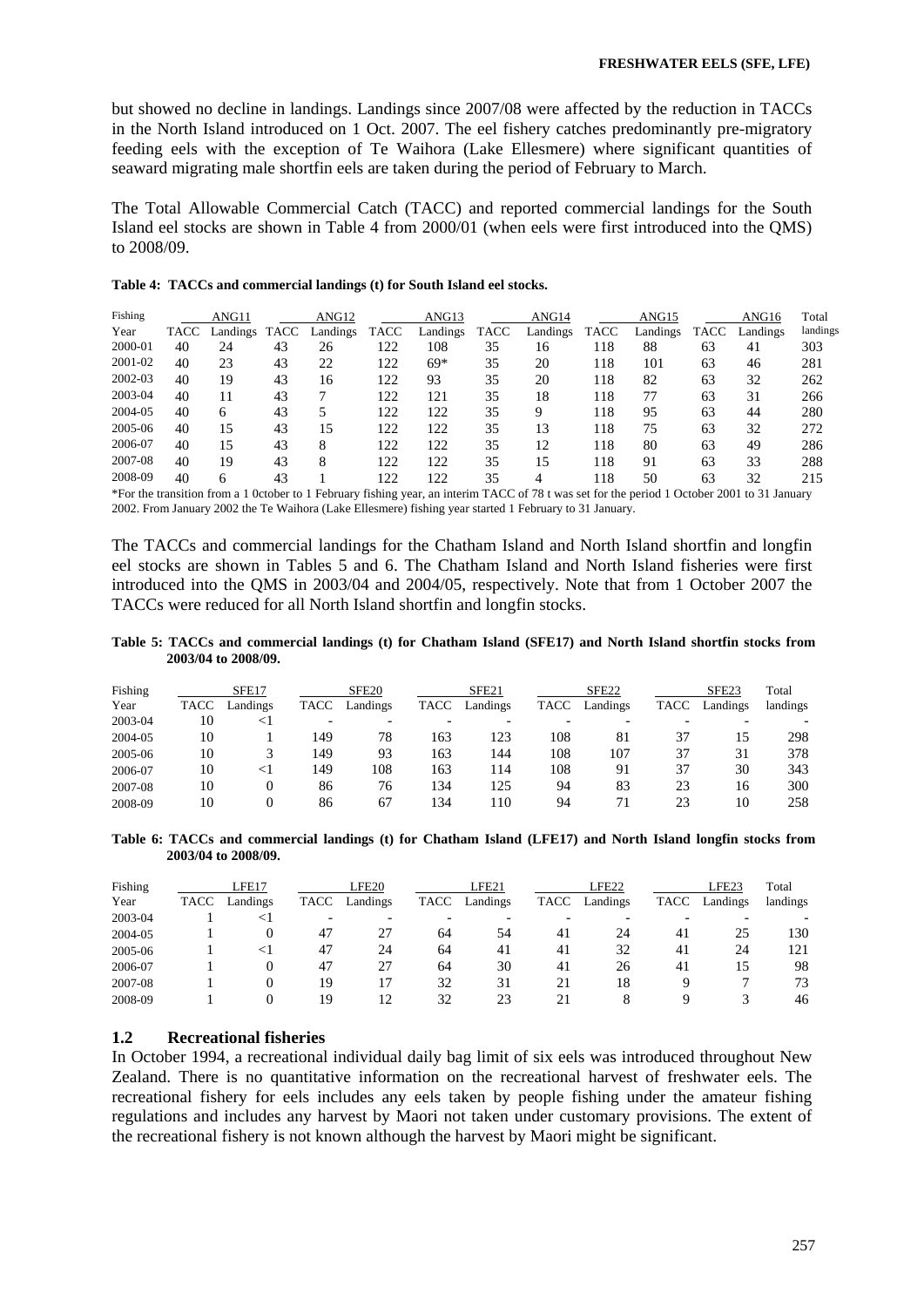but showed no decline in landings. Landings since 2007/08 were affected by the reduction in TACCs in the North Island introduced on 1 Oct. 2007. The eel fishery catches predominantly pre-migratory feeding eels with the exception of Te Waihora (Lake Ellesmere) where significant quantities of seaward migrating male shortfin eels are taken during the period of February to March.

The Total Allowable Commercial Catch (TACC) and reported commercial landings for the South Island eel stocks are shown in Table 4 from 2000/01 (when eels were first introduced into the QMS) to 2008/09.

**Table 4: TACCs and commercial landings (t) for South Island eel stocks.**

| Fishing | ANG11 | | ANG12 | | ANG13 | | ANG14 | | ANG15 | | ANG16 | | Total |
|---|---|---|---|---|---|---|---|---|---|---|---|---|---|
| Year | TACC | Landings | TACC | Landings | TACC | Landings | TACC | Landings | TACC | Landings | TACC | Landings | landings |
| 2000-01 | 40 | 24 | 43 | 26 | 122 | 108 | 35 | 16 | 118 | 88 | 63 | 41 | 303 |
| 2001-02 | 40 | 23 | 43 | 22 | 122 | 69* | 35 | 20 | 118 | 101 | 63 | 46 | 281 |
| 2002-03 | 40 | 19 | 43 | 16 | 122 | 93 | 35 | 20 | 118 | 82 | 63 | 32 | 262 |
| 2003-04 | 40 | 11 | 43 | 7 | 122 | 121 | 35 | 18 | 118 | 77 | 63 | 31 | 266 |
| 2004-05 | 40 | 6 | 43 | 5 | 122 | 122 | 35 | 9 | 118 | 95 | 63 | 44 | 280 |
| 2005-06 | 40 | 15 | 43 | 15 | 122 | 122 | 35 | 13 | 118 | 75 | 63 | 32 | 272 |
| 2006-07 | 40 | 15 | 43 | 8 | 122 | 122 | 35 | 12 | 118 | 80 | 63 | 49 | 286 |
| 2007-08 | 40 | 19 | 43 | 8 | 122 | 122 | 35 | 15 | 118 | 91 | 63 | 33 | 288 |
| 2008-09 | 40 | 6 | 43 | 1 | 122 | 122 | 35 | 4 | 118 | 50 | 63 | 32 | 215 |

*For the transition from a 1 0ctober to 1 February fishing year, an interim TACC of 78 t was set for the period 1 October 2001 to 31 January 2002. From January 2002 the Te Waihora (Lake Ellesmere) fishing year started 1 February to 31 January.

The TACCs and commercial landings for the Chatham Island and North Island shortfin and longfin eel stocks are shown in Tables 5 and 6. The Chatham Island and North Island fisheries were first introduced into the QMS in 2003/04 and 2004/05, respectively. Note that from 1 October 2007 the TACCs were reduced for all North Island shortfin and longfin stocks.

**Table 5: TACCs and commercial landings (t) for Chatham Island (SFE17) and North Island shortfin stocks from 2003/04 to 2008/09.**

| Fishing | SFE17 | | SFE20 | | SFE21 | | SFE22 | | SFE23 | | Total |
|---|---|---|---|---|---|---|---|---|---|---|---|
| Year | TACC | Landings | TACC | Landings | TACC | Landings | TACC | Landings | TACC | Landings | landings |
| 2003-04 | 10 | <1 | - | - | - | - | - | - | - | - | - |
| 2004-05 | 10 | 1 | 149 | 78 | 163 | 123 | 108 | 81 | 37 | 15 | 298 |
| 2005-06 | 10 | 3 | 149 | 93 | 163 | 144 | 108 | 107 | 37 | 31 | 378 |
| 2006-07 | 10 | <1 | 149 | 108 | 163 | 114 | 108 | 91 | 37 | 30 | 343 |
| 2007-08 | 10 | 0 | 86 | 76 | 134 | 125 | 94 | 83 | 23 | 16 | 300 |
| 2008-09 | 10 | 0 | 86 | 67 | 134 | 110 | 94 | 71 | 23 | 10 | 258 |

**Table 6: TACCs and commercial landings (t) for Chatham Island (LFE17) and North Island longfin stocks from 2003/04 to 2008/09.**

| Fishing | LFE17 | | LFE20 | | LFE21 | | LFE22 | | LFE23 | | Total |
|---|---|---|---|---|---|---|---|---|---|---|---|
| Year | TACC | Landings | TACC | Landings | TACC | Landings | TACC | Landings | TACC | Landings | landings |
| 2003-04 | 1 | <1 | - | - | - | - | - | - | - | - | - |
| 2004-05 | 1 | 0 | 47 | 27 | 64 | 54 | 41 | 24 | 41 | 25 | 130 |
| 2005-06 | 1 | <1 | 47 | 24 | 64 | 41 | 41 | 32 | 41 | 24 | 121 |
| 2006-07 | 1 | 0 | 47 | 27 | 64 | 30 | 41 | 26 | 41 | 15 | 98 |
| 2007-08 | 1 | 0 | 19 | 17 | 32 | 31 | 21 | 18 | 9 | 7 | 73 |
| 2008-09 | 1 | 0 | 19 | 12 | 32 | 23 | 21 | 8 | 9 | 3 | 46 |

### 1.2 Recreational fisheries

In October 1994, a recreational individual daily bag limit of six eels was introduced throughout New Zealand. There is no quantitative information on the recreational harvest of freshwater eels. The recreational fishery for eels includes any eels taken by people fishing under the amateur fishing regulations and includes any harvest by Maori not taken under customary provisions. The extent of the recreational fishery is not known although the harvest by Maori might be significant.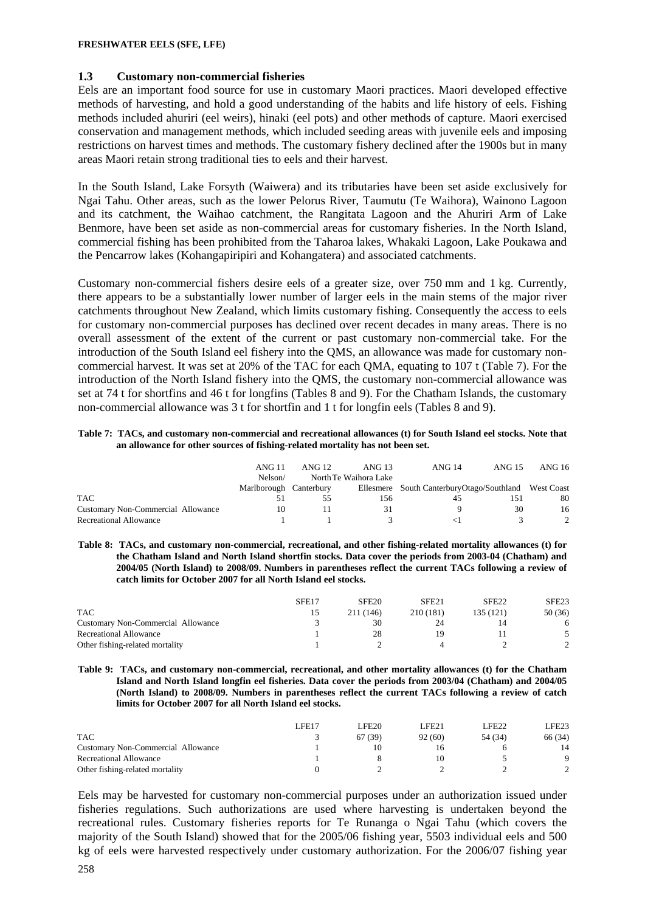### 1.3 Customary non-commercial fisheries

Eels are an important food source for use in customary Maori practices. Maori developed effective methods of harvesting, and hold a good understanding of the habits and life history of eels. Fishing methods included ahuriri (eel weirs), hinaki (eel pots) and other methods of capture. Maori exercised conservation and management methods, which included seeding areas with juvenile eels and imposing restrictions on harvest times and methods. The customary fishery declined after the 1900s but in many areas Maori retain strong traditional ties to eels and their harvest.

In the South Island, Lake Forsyth (Waiwera) and its tributaries have been set aside exclusively for Ngai Tahu. Other areas, such as the lower Pelorus River, Taumutu (Te Waihora), Wainono Lagoon and its catchment, the Waihao catchment, the Rangitata Lagoon and the Ahuriri Arm of Lake Benmore, have been set aside as non-commercial areas for customary fisheries. In the North Island, commercial fishing has been prohibited from the Taharoa lakes, Whakaki Lagoon, Lake Poukawa and the Pencarrow lakes (Kohangapiripiri and Kohangatera) and associated catchments.

Customary non-commercial fishers desire eels of a greater size, over 750 mm and 1 kg. Currently, there appears to be a substantially lower number of larger eels in the main stems of the major river catchments throughout New Zealand, which limits customary fishing. Consequently the access to eels for customary non-commercial purposes has declined over recent decades in many areas. There is no overall assessment of the extent of the current or past customary non-commercial take. For the introduction of the South Island eel fishery into the QMS, an allowance was made for customary non-commercial harvest. It was set at 20% of the TAC for each QMA, equating to 107 t (Table 7). For the introduction of the North Island fishery into the QMS, the customary non-commercial allowance was set at 74 t for shortfins and 46 t for longfins (Tables 8 and 9). For the Chatham Islands, the customary non-commercial allowance was 3 t for shortfin and 1 t for longfin eels (Tables 8 and 9).

**Table 7: TACs, and customary non-commercial and recreational allowances (t) for South Island eel stocks. Note that an allowance for other sources of fishing-related mortality has not been set.**

| | ANG 11 | ANG 12 | ANG 13 | ANG 14 | ANG 15 | ANG 16 |
|---|---|---|---|---|---|---|
| | Nelson/ Marlborough | North Canterbury | Te Waihora Lake Ellesmere | South Canterbury | Otago/Southland | West Coast |
| TAC | 51 | 55 | 156 | 45 | 151 | 80 |
| Customary Non-Commercial Allowance | 10 | 11 | 31 | 9 | 30 | 16 |
| Recreational Allowance | 1 | 1 | 3 | <1 | 3 | 2 |

**Table 8: TACs, and customary non-commercial, recreational, and other fishing-related mortality allowances (t) for the Chatham Island and North Island shortfin stocks. Data cover the periods from 2003-04 (Chatham) and 2004/05 (North Island) to 2008/09. Numbers in parentheses reflect the current TACs following a review of catch limits for October 2007 for all North Island eel stocks.**

| | SFE17 | SFE20 | SFE21 | SFE22 | SFE23 |
|---|---|---|---|---|---|
| TAC | 15 | 211 (146) | 210 (181) | 135 (121) | 50 (36) |
| Customary Non-Commercial Allowance | 3 | 30 | 24 | 14 | 6 |
| Recreational Allowance | 1 | 28 | 19 | 11 | 5 |
| Other fishing-related mortality | 1 | 2 | 4 | 2 | 2 |

**Table 9: TACs, and customary non-commercial, recreational, and other mortality allowances (t) for the Chatham Island and North Island longfin eel fisheries. Data cover the periods from 2003/04 (Chatham) and 2004/05 (North Island) to 2008/09. Numbers in parentheses reflect the current TACs following a review of catch limits for October 2007 for all North Island eel stocks.**

| | LFE17 | LFE20 | LFE21 | LFE22 | LFE23 |
|---|---|---|---|---|---|
| TAC | 3 | 67 (39) | 92 (60) | 54 (34) | 66 (34) |
| Customary Non-Commercial Allowance | 1 | 10 | 16 | 6 | 14 |
| Recreational Allowance | 1 | 8 | 10 | 5 | 9 |
| Other fishing-related mortality | 0 | 2 | 2 | 2 | 2 |

Eels may be harvested for customary non-commercial purposes under an authorization issued under fisheries regulations. Such authorizations are used where harvesting is undertaken beyond the recreational rules. Customary fisheries reports for Te Runanga o Ngai Tahu (which covers the majority of the South Island) showed that for the 2005/06 fishing year, 5503 individual eels and 500 kg of eels were harvested respectively under customary authorization. For the 2006/07 fishing year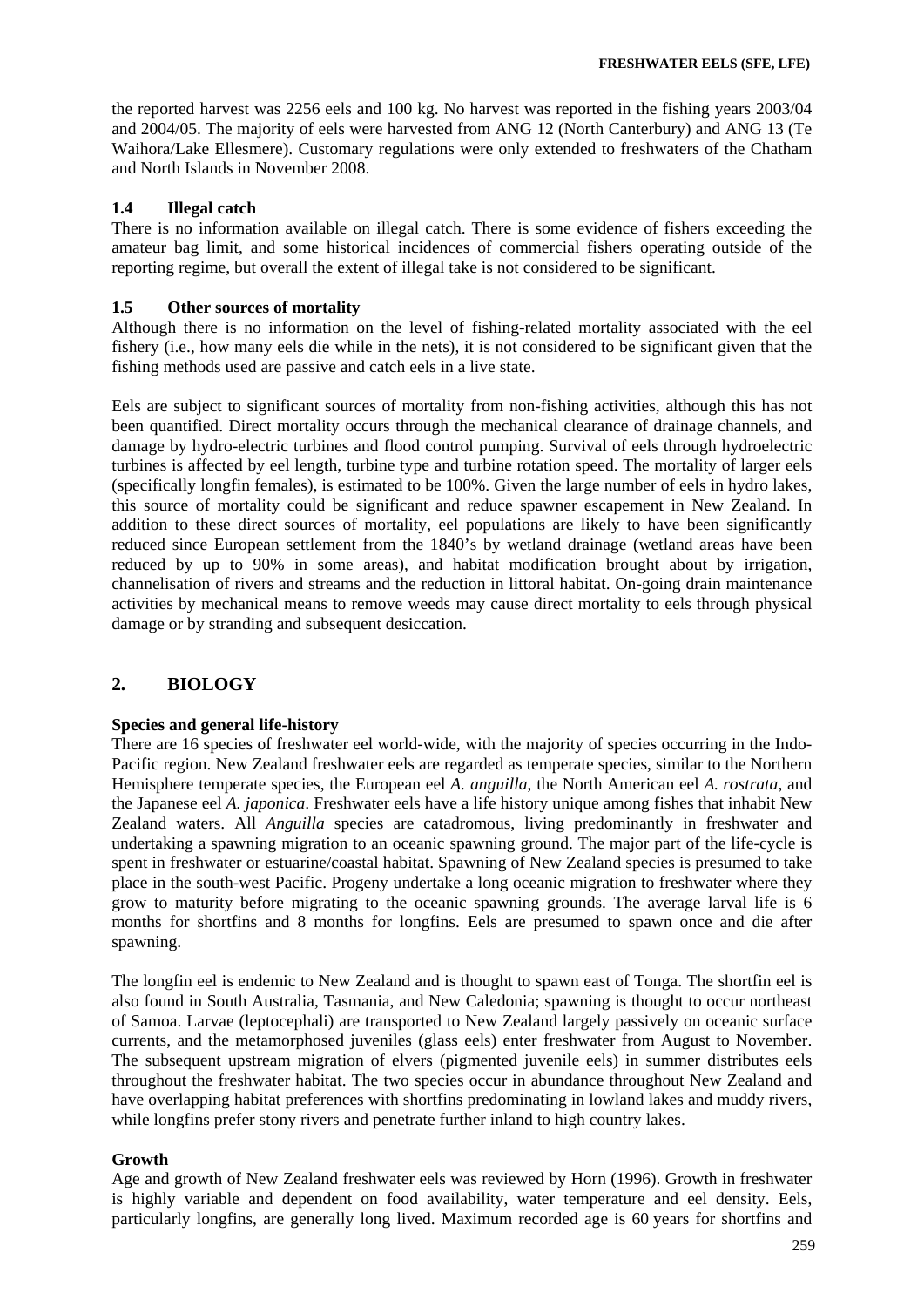the reported harvest was 2256 eels and 100 kg. No harvest was reported in the fishing years 2003/04 and 2004/05. The majority of eels were harvested from ANG 12 (North Canterbury) and ANG 13 (Te Waihora/Lake Ellesmere). Customary regulations were only extended to freshwaters of the Chatham and North Islands in November 2008.

### 1.4 Illegal catch

There is no information available on illegal catch. There is some evidence of fishers exceeding the amateur bag limit, and some historical incidences of commercial fishers operating outside of the reporting regime, but overall the extent of illegal take is not considered to be significant.

### 1.5 Other sources of mortality

Although there is no information on the level of fishing-related mortality associated with the eel fishery (i.e., how many eels die while in the nets), it is not considered to be significant given that the fishing methods used are passive and catch eels in a live state.

Eels are subject to significant sources of mortality from non-fishing activities, although this has not been quantified. Direct mortality occurs through the mechanical clearance of drainage channels, and damage by hydro-electric turbines and flood control pumping. Survival of eels through hydroelectric turbines is affected by eel length, turbine type and turbine rotation speed. The mortality of larger eels (specifically longfin females), is estimated to be 100%. Given the large number of eels in hydro lakes, this source of mortality could be significant and reduce spawner escapement in New Zealand. In addition to these direct sources of mortality, eel populations are likely to have been significantly reduced since European settlement from the 1840's by wetland drainage (wetland areas have been reduced by up to 90% in some areas), and habitat modification brought about by irrigation, channelisation of rivers and streams and the reduction in littoral habitat. On-going drain maintenance activities by mechanical means to remove weeds may cause direct mortality to eels through physical damage or by stranding and subsequent desiccation.

## 2. BIOLOGY

**Species and general life-history**

There are 16 species of freshwater eel world-wide, with the majority of species occurring in the Indo-Pacific region. New Zealand freshwater eels are regarded as temperate species, similar to the Northern Hemisphere temperate species, the European eel *A. anguilla*, the North American eel *A. rostrata,* and the Japanese eel *A. japonica*. Freshwater eels have a life history unique among fishes that inhabit New Zealand waters. All *Anguilla* species are catadromous, living predominantly in freshwater and undertaking a spawning migration to an oceanic spawning ground. The major part of the life-cycle is spent in freshwater or estuarine/coastal habitat. Spawning of New Zealand species is presumed to take place in the south-west Pacific. Progeny undertake a long oceanic migration to freshwater where they grow to maturity before migrating to the oceanic spawning grounds. The average larval life is 6 months for shortfins and 8 months for longfins. Eels are presumed to spawn once and die after spawning.

The longfin eel is endemic to New Zealand and is thought to spawn east of Tonga. The shortfin eel is also found in South Australia, Tasmania, and New Caledonia; spawning is thought to occur northeast of Samoa. Larvae (leptocephali) are transported to New Zealand largely passively on oceanic surface currents, and the metamorphosed juveniles (glass eels) enter freshwater from August to November. The subsequent upstream migration of elvers (pigmented juvenile eels) in summer distributes eels throughout the freshwater habitat. The two species occur in abundance throughout New Zealand and have overlapping habitat preferences with shortfins predominating in lowland lakes and muddy rivers, while longfins prefer stony rivers and penetrate further inland to high country lakes.

**Growth**

Age and growth of New Zealand freshwater eels was reviewed by Horn (1996). Growth in freshwater is highly variable and dependent on food availability, water temperature and eel density. Eels, particularly longfins, are generally long lived. Maximum recorded age is 60 years for shortfins and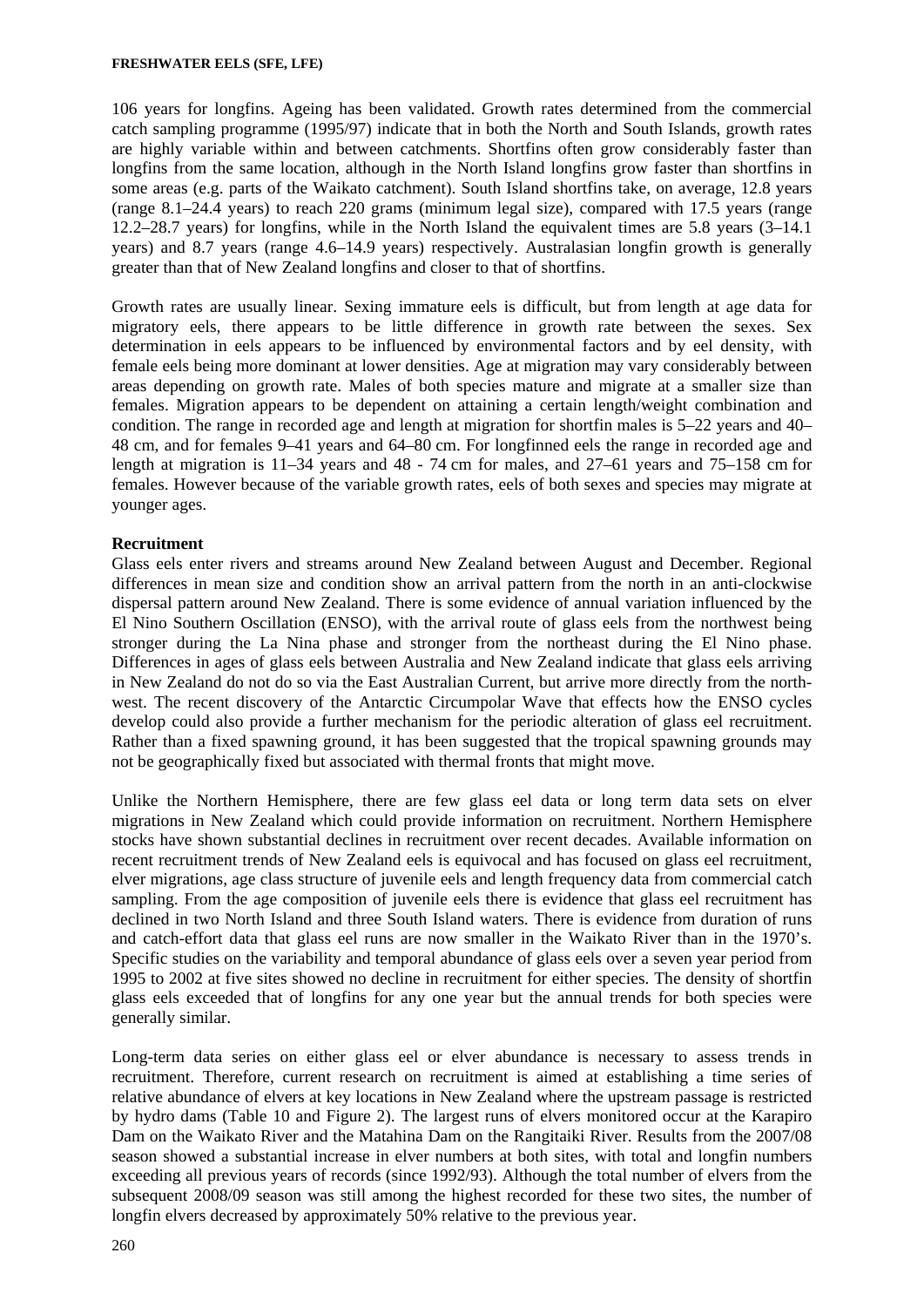106 years for longfins. Ageing has been validated. Growth rates determined from the commercial catch sampling programme (1995/97) indicate that in both the North and South Islands, growth rates are highly variable within and between catchments. Shortfins often grow considerably faster than longfins from the same location, although in the North Island longfins grow faster than shortfins in some areas (e.g. parts of the Waikato catchment). South Island shortfins take, on average, 12.8 years (range 8.1–24.4 years) to reach 220 grams (minimum legal size), compared with 17.5 years (range 12.2–28.7 years) for longfins, while in the North Island the equivalent times are 5.8 years (3–14.1 years) and 8.7 years (range 4.6–14.9 years) respectively. Australasian longfin growth is generally greater than that of New Zealand longfins and closer to that of shortfins.

Growth rates are usually linear. Sexing immature eels is difficult, but from length at age data for migratory eels, there appears to be little difference in growth rate between the sexes. Sex determination in eels appears to be influenced by environmental factors and by eel density, with female eels being more dominant at lower densities. Age at migration may vary considerably between areas depending on growth rate. Males of both species mature and migrate at a smaller size than females. Migration appears to be dependent on attaining a certain length/weight combination and condition. The range in recorded age and length at migration for shortfin males is 5–22 years and 40–48 cm, and for females 9–41 years and 64–80 cm. For longfinned eels the range in recorded age and length at migration is 11–34 years and 48 - 74 cm for males, and 27–61 years and 75–158 cm for females. However because of the variable growth rates, eels of both sexes and species may migrate at younger ages.

**Recruitment**

Glass eels enter rivers and streams around New Zealand between August and December. Regional differences in mean size and condition show an arrival pattern from the north in an anti-clockwise dispersal pattern around New Zealand. There is some evidence of annual variation influenced by the El Nino Southern Oscillation (ENSO), with the arrival route of glass eels from the northwest being stronger during the La Nina phase and stronger from the northeast during the El Nino phase. Differences in ages of glass eels between Australia and New Zealand indicate that glass eels arriving in New Zealand do not do so via the East Australian Current, but arrive more directly from the north-west. The recent discovery of the Antarctic Circumpolar Wave that effects how the ENSO cycles develop could also provide a further mechanism for the periodic alteration of glass eel recruitment. Rather than a fixed spawning ground, it has been suggested that the tropical spawning grounds may not be geographically fixed but associated with thermal fronts that might move.

Unlike the Northern Hemisphere, there are few glass eel data or long term data sets on elver migrations in New Zealand which could provide information on recruitment. Northern Hemisphere stocks have shown substantial declines in recruitment over recent decades. Available information on recent recruitment trends of New Zealand eels is equivocal and has focused on glass eel recruitment, elver migrations, age class structure of juvenile eels and length frequency data from commercial catch sampling. From the age composition of juvenile eels there is evidence that glass eel recruitment has declined in two North Island and three South Island waters. There is evidence from duration of runs and catch-effort data that glass eel runs are now smaller in the Waikato River than in the 1970's. Specific studies on the variability and temporal abundance of glass eels over a seven year period from 1995 to 2002 at five sites showed no decline in recruitment for either species. The density of shortfin glass eels exceeded that of longfins for any one year but the annual trends for both species were generally similar.

Long-term data series on either glass eel or elver abundance is necessary to assess trends in recruitment. Therefore, current research on recruitment is aimed at establishing a time series of relative abundance of elvers at key locations in New Zealand where the upstream passage is restricted by hydro dams (Table 10 and Figure 2). The largest runs of elvers monitored occur at the Karapiro Dam on the Waikato River and the Matahina Dam on the Rangitaiki River. Results from the 2007/08 season showed a substantial increase in elver numbers at both sites, with total and longfin numbers exceeding all previous years of records (since 1992/93). Although the total number of elvers from the subsequent 2008/09 season was still among the highest recorded for these two sites, the number of longfin elvers decreased by approximately 50% relative to the previous year.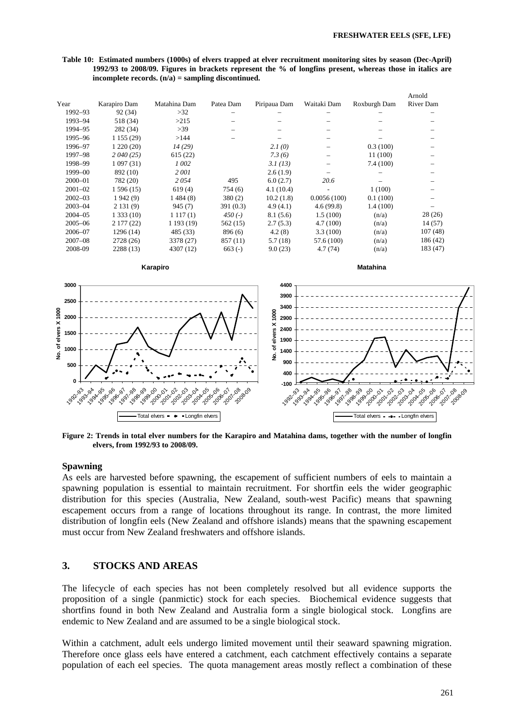**Table 10: Estimated numbers (1000s) of elvers trapped at elver recruitment monitoring sites by season (Dec-April) 1992/93 to 2008/09. Figures in brackets represent the % of longfins present, whereas those in italics are incomplete records. (n/a) = sampling discontinued.**

| Year | Karapiro Dam | Matahina Dam | Patea Dam | Piripaua Dam | Waitaki Dam | Roxburgh Dam | Arnold River Dam |
|---|---|---|---|---|---|---|---|
| 1992–93 | 92 (34) | >32 | – | – | – | – | – |
| 1993–94 | 518 (34) | >215 | – | – | – | – | – |
| 1994–95 | 282 (34) | >39 | – | – | – | – | – |
| 1995–96 | 1 155 (29) | >144 | – | – | – | – | – |
| 1996–97 | 1 220 (20) | *14 (29)* | | *2.1 (0)* | – | 0.3 (100) | – |
| 1997–98 | *2 040 (25)* | 615 (22) | | *7.3 (6)* | – | 11 (100) | – |
| 1998–99 | 1 097 (31) | *1 002* | | *3.1 (13)* | – | 7.4 (100) | – |
| 1999–00 | 892 (10) | *2 001* | | 2.6 (1.9) | – | – | – |
| 2000–01 | 782 (20) | *2 054* | 495 | 6.0 (2.7) | *20.6* | – | – |
| 2001–02 | 1 596 (15) | 619 (4) | 754 (6) | 4.1 (10.4) | - | 1 (100) | – |
| 2002–03 | 1 942 (9) | 1 484 (8) | 380 (2) | 10.2 (1.8) | 0.0056 (100) | 0.1 (100) | – |
| 2003–04 | 2 131 (9) | 945 (7) | 391 (0.3) | 4.9 (4.1) | 4.6 (99.8) | 1.4 (100) | – |
| 2004–05 | 1 333 (10) | 1 117 (1) | *450 (-)* | 8.1 (5.6) | 1.5 (100) | (n/a) | 28 (26) |
| 2005–06 | 2 177 (22) | 1 193 (19) | 562 (15) | 2.7 (5.3) | 4.7 (100) | (n/a) | 14 (57) |
| 2006–07 | 1296 (14) | 485 (33) | 896 (6) | 4.2 (8) | 3.3 (100) | (n/a) | 107 (48) |
| 2007–08 | 2728 (26) | 3378 (27) | 857 (11) | 5.7 (18) | 57.6 (100) | (n/a) | 186 (42) |
| 2008-09 | 2288 (13) | 4307 (12) | 663 (-) | 9.0 (23) | 4.7 (74) | (n/a) | 183 (47) |

**Figure 2: Trends in total elver numbers for the Karapiro and Matahina dams, together with the number of longfin elvers, from 1992/93 to 2008/09.**

### Spawning

As eels are harvested before spawning, the escapement of sufficient numbers of eels to maintain a spawning population is essential to maintain recruitment. For shortfin eels the wider geographic distribution for this species (Australia, New Zealand, south-west Pacific) means that spawning escapement occurs from a range of locations throughout its range. In contrast, the more limited distribution of longfin eels (New Zealand and offshore islands) means that the spawning escapement must occur from New Zealand freshwaters and offshore islands.

## 3. STOCKS AND AREAS

The lifecycle of each species has not been completely resolved but all evidence supports the proposition of a single (panmictic) stock for each species. Biochemical evidence suggests that shortfins found in both New Zealand and Australia form a single biological stock. Longfins are endemic to New Zealand and are assumed to be a single biological stock.

Within a catchment, adult eels undergo limited movement until their seaward spawning migration. Therefore once glass eels have entered a catchment, each catchment effectively contains a separate population of each eel species. The quota management areas mostly reflect a combination of these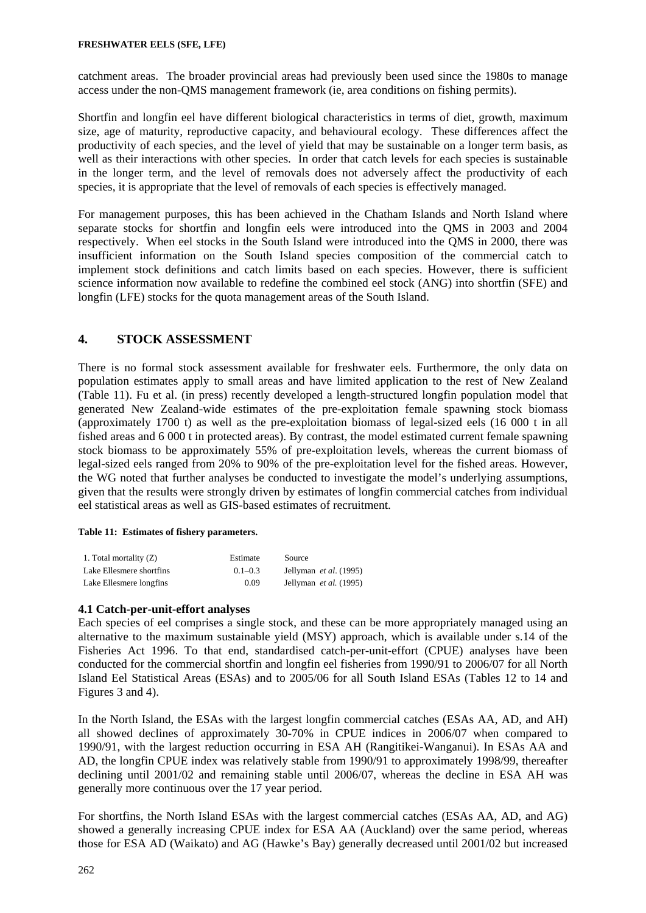catchment areas. The broader provincial areas had previously been used since the 1980s to manage access under the non-QMS management framework (ie, area conditions on fishing permits).

Shortfin and longfin eel have different biological characteristics in terms of diet, growth, maximum size, age of maturity, reproductive capacity, and behavioural ecology. These differences affect the productivity of each species, and the level of yield that may be sustainable on a longer term basis, as well as their interactions with other species. In order that catch levels for each species is sustainable in the longer term, and the level of removals does not adversely affect the productivity of each species, it is appropriate that the level of removals of each species is effectively managed.

For management purposes, this has been achieved in the Chatham Islands and North Island where separate stocks for shortfin and longfin eels were introduced into the QMS in 2003 and 2004 respectively. When eel stocks in the South Island were introduced into the QMS in 2000, there was insufficient information on the South Island species composition of the commercial catch to implement stock definitions and catch limits based on each species. However, there is sufficient science information now available to redefine the combined eel stock (ANG) into shortfin (SFE) and longfin (LFE) stocks for the quota management areas of the South Island.

## 4. STOCK ASSESSMENT

There is no formal stock assessment available for freshwater eels. Furthermore, the only data on population estimates apply to small areas and have limited application to the rest of New Zealand (Table 11). Fu et al. (in press) recently developed a length-structured longfin population model that generated New Zealand-wide estimates of the pre-exploitation female spawning stock biomass (approximately 1700 t) as well as the pre-exploitation biomass of legal-sized eels (16 000 t in all fished areas and 6 000 t in protected areas). By contrast, the model estimated current female spawning stock biomass to be approximately 55% of pre-exploitation levels, whereas the current biomass of legal-sized eels ranged from 20% to 90% of the pre-exploitation level for the fished areas. However, the WG noted that further analyses be conducted to investigate the model's underlying assumptions, given that the results were strongly driven by estimates of longfin commercial catches from individual eel statistical areas as well as GIS-based estimates of recruitment.

**Table 11: Estimates of fishery parameters.**

| 1. Total mortality (Z) | Estimate | Source |
|---|---|---|
| Lake Ellesmere shortfins | 0.1–0.3 | Jellyman *et al*. (1995) |
| Lake Ellesmere longfins | 0.09 | Jellyman *et al.* (1995) |

### 4.1 Catch-per-unit-effort analyses

Each species of eel comprises a single stock, and these can be more appropriately managed using an alternative to the maximum sustainable yield (MSY) approach, which is available under s.14 of the Fisheries Act 1996. To that end, standardised catch-per-unit-effort (CPUE) analyses have been conducted for the commercial shortfin and longfin eel fisheries from 1990/91 to 2006/07 for all North Island Eel Statistical Areas (ESAs) and to 2005/06 for all South Island ESAs (Tables 12 to 14 and Figures 3 and 4).

In the North Island, the ESAs with the largest longfin commercial catches (ESAs AA, AD, and AH) all showed declines of approximately 30-70% in CPUE indices in 2006/07 when compared to 1990/91, with the largest reduction occurring in ESA AH (Rangitikei-Wanganui). In ESAs AA and AD, the longfin CPUE index was relatively stable from 1990/91 to approximately 1998/99, thereafter declining until 2001/02 and remaining stable until 2006/07, whereas the decline in ESA AH was generally more continuous over the 17 year period.

For shortfins, the North Island ESAs with the largest commercial catches (ESAs AA, AD, and AG) showed a generally increasing CPUE index for ESA AA (Auckland) over the same period, whereas those for ESA AD (Waikato) and AG (Hawke's Bay) generally decreased until 2001/02 but increased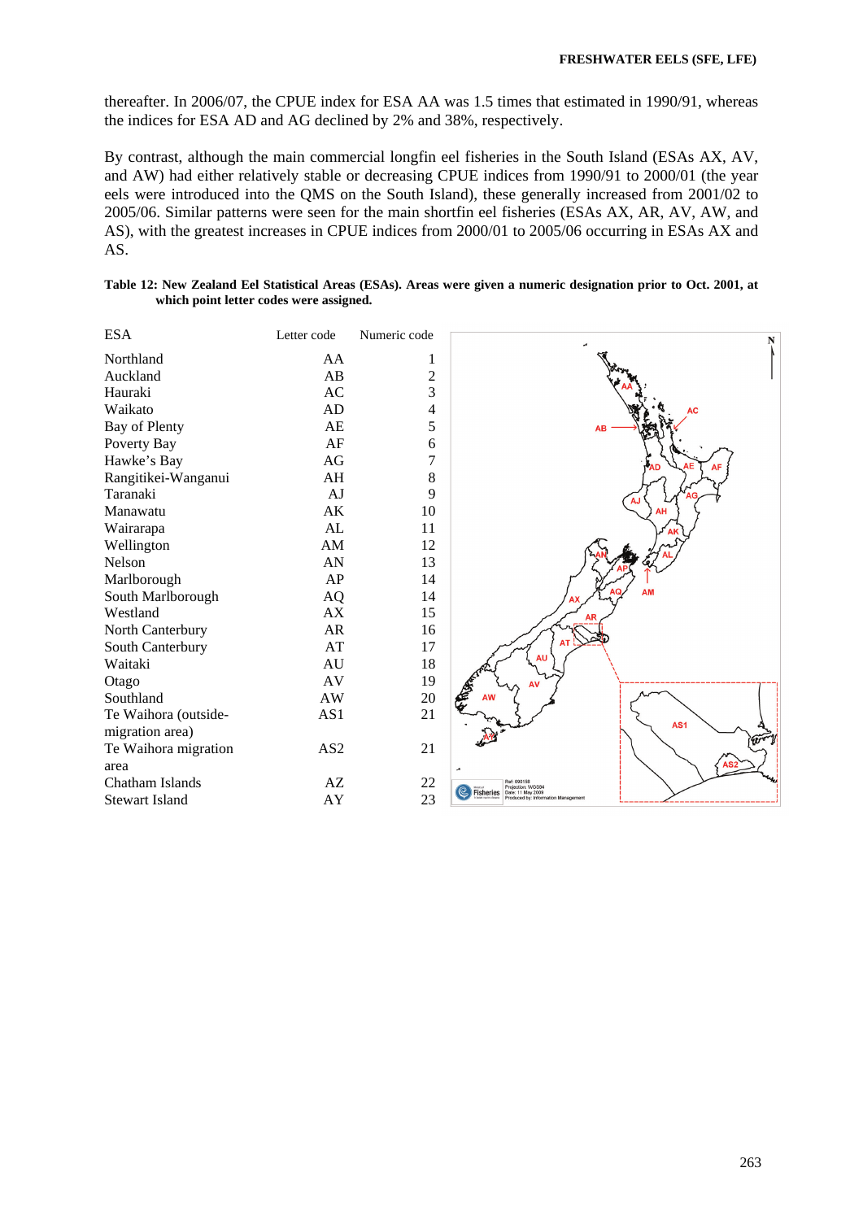thereafter. In 2006/07, the CPUE index for ESA AA was 1.5 times that estimated in 1990/91, whereas the indices for ESA AD and AG declined by 2% and 38%, respectively.

By contrast, although the main commercial longfin eel fisheries in the South Island (ESAs AX, AV, and AW) had either relatively stable or decreasing CPUE indices from 1990/91 to 2000/01 (the year eels were introduced into the QMS on the South Island), these generally increased from 2001/02 to 2005/06. Similar patterns were seen for the main shortfin eel fisheries (ESAs AX, AR, AV, AW, and AS), with the greatest increases in CPUE indices from 2000/01 to 2005/06 occurring in ESAs AX and AS.

**Table 12: New Zealand Eel Statistical Areas (ESAs). Areas were given a numeric designation prior to Oct. 2001, at which point letter codes were assigned.**

| ESA | Letter code | Numeric code |
|---|---|---|
| Northland | AA | 1 |
| Auckland | AB | 2 |
| Hauraki | AC | 3 |
| Waikato | AD | 4 |
| Bay of Plenty | AE | 5 |
| Poverty Bay | AF | 6 |
| Hawke's Bay | AG | 7 |
| Rangitikei-Wanganui | AH | 8 |
| Taranaki | AJ | 9 |
| Manawatu | AK | 10 |
| Wairarapa | AL | 11 |
| Wellington | AM | 12 |
| Nelson | AN | 13 |
| Marlborough | AP | 14 |
| South Marlborough | AQ | 14 |
| Westland | AX | 15 |
| North Canterbury | AR | 16 |
| South Canterbury | AT | 17 |
| Waitaki | AU | 18 |
| Otago | AV | 19 |
| Southland | AW | 20 |
| Te Waihora (outside-migration area) | AS1 | 21 |
| Te Waihora migration area | AS2 | 21 |
| Chatham Islands | AZ | 22 |
| Stewart Island | AY | 23 |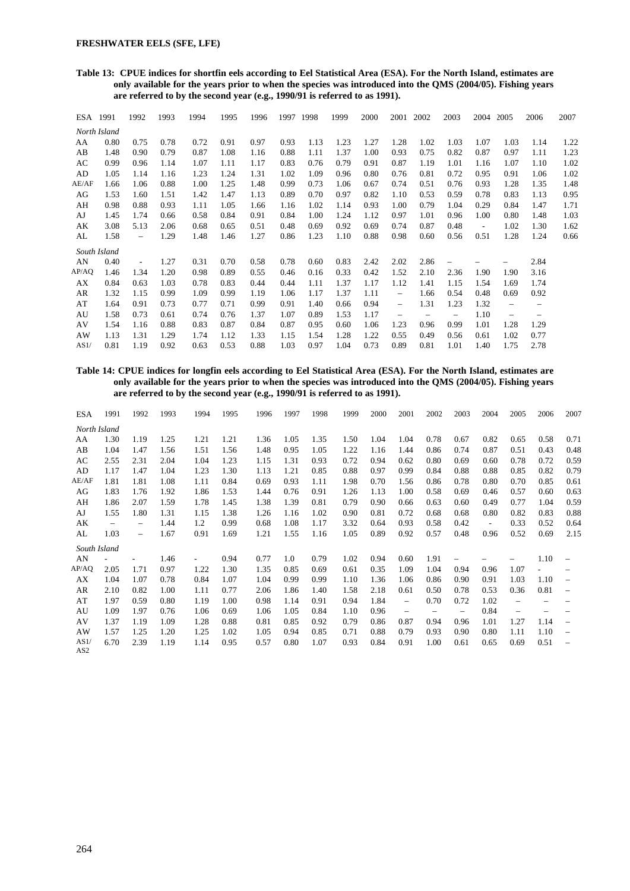**Table 13: CPUE indices for shortfin eels according to Eel Statistical Area (ESA). For the North Island, estimates are only available for the years prior to when the species was introduced into the QMS (2004/05). Fishing years are referred to by the second year (e.g., 1990/91 is referred to as 1991).**

| ESA | 1991 | 1992 | 1993 | 1994 | 1995 | 1996 | 1997 | 1998 | 1999 | 2000 | 2001 | 2002 | 2003 | 2004 | 2005 | 2006 | 2007 |
|---|---|---|---|---|---|---|---|---|---|---|---|---|---|---|---|---|---|
| *North Island* | | | | | | | | | | | | | | | | | |
| AA | 0.80 | 0.75 | 0.78 | 0.72 | 0.91 | 0.97 | 0.93 | 1.13 | 1.23 | 1.27 | 1.28 | 1.02 | 1.03 | 1.07 | 1.03 | 1.14 | 1.22 |
| AB | 1.48 | 0.90 | 0.79 | 0.87 | 1.08 | 1.16 | 0.88 | 1.11 | 1.37 | 1.00 | 0.93 | 0.75 | 0.82 | 0.87 | 0.97 | 1.11 | 1.23 |
| AC | 0.99 | 0.96 | 1.14 | 1.07 | 1.11 | 1.17 | 0.83 | 0.76 | 0.79 | 0.91 | 0.87 | 1.19 | 1.01 | 1.16 | 1.07 | 1.10 | 1.02 |
| AD | 1.05 | 1.14 | 1.16 | 1.23 | 1.24 | 1.31 | 1.02 | 1.09 | 0.96 | 0.80 | 0.76 | 0.81 | 0.72 | 0.95 | 0.91 | 1.06 | 1.02 |
| AE/AF | 1.66 | 1.06 | 0.88 | 1.00 | 1.25 | 1.48 | 0.99 | 0.73 | 1.06 | 0.67 | 0.74 | 0.51 | 0.76 | 0.93 | 1.28 | 1.35 | 1.48 |
| AG | 1.53 | 1.60 | 1.51 | 1.42 | 1.47 | 1.13 | 0.89 | 0.70 | 0.97 | 0.82 | 1.10 | 0.53 | 0.59 | 0.78 | 0.83 | 1.13 | 0.95 |
| AH | 0.98 | 0.88 | 0.93 | 1.11 | 1.05 | 1.66 | 1.16 | 1.02 | 1.14 | 0.93 | 1.00 | 0.79 | 1.04 | 0.29 | 0.84 | 1.47 | 1.71 |
| AJ | 1.45 | 1.74 | 0.66 | 0.58 | 0.84 | 0.91 | 0.84 | 1.00 | 1.24 | 1.12 | 0.97 | 1.01 | 0.96 | 1.00 | 0.80 | 1.48 | 1.03 |
| AK | 3.08 | 5.13 | 2.06 | 0.68 | 0.65 | 0.51 | 0.48 | 0.69 | 0.92 | 0.69 | 0.74 | 0.87 | 0.48 | - | 1.02 | 1.30 | 1.62 |
| AL | 1.58 | – | 1.29 | 1.48 | 1.46 | 1.27 | 0.86 | 1.23 | 1.10 | 0.88 | 0.98 | 0.60 | 0.56 | 0.51 | 1.28 | 1.24 | 0.66 |
| *South Island* | | | | | | | | | | | | | | | | | |
| AN | 0.40 | - | 1.27 | 0.31 | 0.70 | 0.58 | 0.78 | 0.60 | 0.83 | 2.42 | 2.02 | 2.86 | – | – | – | 2.84 | |
| AP/AQ | 1.46 | 1.34 | 1.20 | 0.98 | 0.89 | 0.55 | 0.46 | 0.16 | 0.33 | 0.42 | 1.52 | 2.10 | 2.36 | 1.90 | 1.90 | 3.16 | |
| AX | 0.84 | 0.63 | 1.03 | 0.78 | 0.83 | 0.44 | 0.44 | 1.11 | 1.37 | 1.17 | 1.12 | 1.41 | 1.15 | 1.54 | 1.69 | 1.74 | |
| AR | 1.32 | 1.15 | 0.99 | 1.09 | 0.99 | 1.19 | 1.06 | 1.17 | 1.37 | 1.11 | – | 1.66 | 0.54 | 0.48 | 0.69 | 0.92 | |
| AT | 1.64 | 0.91 | 0.73 | 0.77 | 0.71 | 0.99 | 0.91 | 1.40 | 0.66 | 0.94 | – | 1.31 | 1.23 | 1.32 | – | – | |
| AU | 1.58 | 0.73 | 0.61 | 0.74 | 0.76 | 1.37 | 1.07 | 0.89 | 1.53 | 1.17 | – | – | – | 1.10 | – | – | |
| AV | 1.54 | 1.16 | 0.88 | 0.83 | 0.87 | 0.84 | 0.87 | 0.95 | 0.60 | 1.06 | 1.23 | 0.96 | 0.99 | 1.01 | 1.28 | 1.29 | |
| AW | 1.13 | 1.31 | 1.29 | 1.74 | 1.12 | 1.33 | 1.15 | 1.54 | 1.28 | 1.22 | 0.55 | 0.49 | 0.56 | 0.61 | 1.02 | 0.77 | |
| AS1/ | 0.81 | 1.19 | 0.92 | 0.63 | 0.53 | 0.88 | 1.03 | 0.97 | 1.04 | 0.73 | 0.89 | 0.81 | 1.01 | 1.40 | 1.75 | 2.78 | |

**Table 14: CPUE indices for longfin eels according to Eel Statistical Area (ESA). For the North Island, estimates are only available for the years prior to when the species was introduced into the QMS (2004/05). Fishing years are referred to by the second year (e.g., 1990/91 is referred to as 1991).**

| ESA | 1991 | 1992 | 1993 | 1994 | 1995 | 1996 | 1997 | 1998 | 1999 | 2000 | 2001 | 2002 | 2003 | 2004 | 2005 | 2006 | 2007 |
|---|---|---|---|---|---|---|---|---|---|---|---|---|---|---|---|---|---|
| *North Island* | | | | | | | | | | | | | | | | | |
| AA | 1.30 | 1.19 | 1.25 | 1.21 | 1.21 | 1.36 | 1.05 | 1.35 | 1.50 | 1.04 | 1.04 | 0.78 | 0.67 | 0.82 | 0.65 | 0.58 | 0.71 |
| AB | 1.04 | 1.47 | 1.56 | 1.51 | 1.56 | 1.48 | 0.95 | 1.05 | 1.22 | 1.16 | 1.44 | 0.86 | 0.74 | 0.87 | 0.51 | 0.43 | 0.48 |
| AC | 2.55 | 2.31 | 2.04 | 1.04 | 1.23 | 1.15 | 1.31 | 0.93 | 0.72 | 0.94 | 0.62 | 0.80 | 0.69 | 0.60 | 0.78 | 0.72 | 0.59 |
| AD | 1.17 | 1.47 | 1.04 | 1.23 | 1.30 | 1.13 | 1.21 | 0.85 | 0.88 | 0.97 | 0.99 | 0.84 | 0.88 | 0.88 | 0.85 | 0.82 | 0.79 |
| AE/AF | 1.81 | 1.81 | 1.08 | 1.11 | 0.84 | 0.69 | 0.93 | 1.11 | 1.98 | 0.70 | 1.56 | 0.86 | 0.78 | 0.80 | 0.70 | 0.85 | 0.61 |
| AG | 1.83 | 1.76 | 1.92 | 1.86 | 1.53 | 1.44 | 0.76 | 0.91 | 1.26 | 1.13 | 1.00 | 0.58 | 0.69 | 0.46 | 0.57 | 0.60 | 0.63 |
| AH | 1.86 | 2.07 | 1.59 | 1.78 | 1.45 | 1.38 | 1.39 | 0.81 | 0.79 | 0.90 | 0.66 | 0.63 | 0.60 | 0.49 | 0.77 | 1.04 | 0.59 |
| AJ | 1.55 | 1.80 | 1.31 | 1.15 | 1.38 | 1.26 | 1.16 | 1.02 | 0.90 | 0.81 | 0.72 | 0.68 | 0.68 | 0.80 | 0.82 | 0.83 | 0.88 |
| AK | – | – | 1.44 | 1.2 | 0.99 | 0.68 | 1.08 | 1.17 | 3.32 | 0.64 | 0.93 | 0.58 | 0.42 | - | 0.33 | 0.52 | 0.64 |
| AL | 1.03 | – | 1.67 | 0.91 | 1.69 | 1.21 | 1.55 | 1.16 | 1.05 | 0.89 | 0.92 | 0.57 | 0.48 | 0.96 | 0.52 | 0.69 | 2.15 |
| *South Island* | | | | | | | | | | | | | | | | | |
| AN | - | - | 1.46 | - | 0.94 | 0.77 | 1.0 | 0.79 | 1.02 | 0.94 | 0.60 | 1.91 | – | – | – | 1.10 | – |
| AP/AQ | 2.05 | 1.71 | 0.97 | 1.22 | 1.30 | 1.35 | 0.85 | 0.69 | 0.61 | 0.35 | 1.09 | 1.04 | 0.94 | 0.96 | 1.07 | - | – |
| AX | 1.04 | 1.07 | 0.78 | 0.84 | 1.07 | 1.04 | 0.99 | 0.99 | 1.10 | 1.36 | 1.06 | 0.86 | 0.90 | 0.91 | 1.03 | 1.10 | – |
| AR | 2.10 | 0.82 | 1.00 | 1.11 | 0.77 | 2.06 | 1.86 | 1.40 | 1.58 | 2.18 | 0.61 | 0.50 | 0.78 | 0.53 | 0.36 | 0.81 | – |
| AT | 1.97 | 0.59 | 0.80 | 1.19 | 1.00 | 0.98 | 1.14 | 0.91 | 0.94 | 1.84 | – | 0.70 | 0.72 | 1.02 | – | – | – |
| AU | 1.09 | 1.97 | 0.76 | 1.06 | 0.69 | 1.06 | 1.05 | 0.84 | 1.10 | 0.96 | – | – | – | 0.84 | – | – | – |
| AV | 1.37 | 1.19 | 1.09 | 1.28 | 0.88 | 0.81 | 0.85 | 0.92 | 0.79 | 0.86 | 0.87 | 0.94 | 0.96 | 1.01 | 1.27 | 1.14 | – |
| AW | 1.57 | 1.25 | 1.20 | 1.25 | 1.02 | 1.05 | 0.94 | 0.85 | 0.71 | 0.88 | 0.79 | 0.93 | 0.90 | 0.80 | 1.11 | 1.10 | – |
| AS1/ AS2 | 6.70 | 2.39 | 1.19 | 1.14 | 0.95 | 0.57 | 0.80 | 1.07 | 0.93 | 0.84 | 0.91 | 1.00 | 0.61 | 0.65 | 0.69 | 0.51 | – |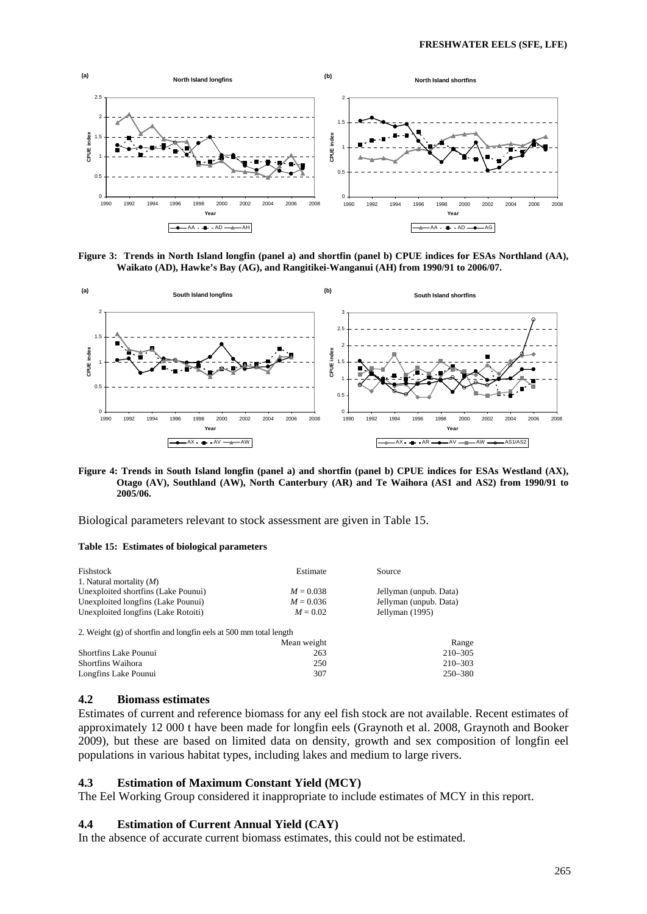Figure 3: Trends in North Island longfin (panel a) and shortfin (panel b) CPUE indices for ESAs Northland (AA), Waikato (AD), Hawke's Bay (AG), and Rangitikei-Wanganui (AH) from 1990/91 to 2006/07.

Figure 4: Trends in South Island longfin (panel a) and shortfin (panel b) CPUE indices for ESAs Westland (AX), Otago (AV), Southland (AW), North Canterbury (AR) and Te Waihora (AS1 and AS2) from 1990/91 to 2005/06.

Biological parameters relevant to stock assessment are given in Table 15.

**Table 15: Estimates of biological parameters**

| Fishstock | Estimate | Source |
|---|---|---|
| 1. Natural mortality (*M*) | | |
| Unexploited shortfins (Lake Pounui) | $M = 0.038$ | Jellyman (unpub. Data) |
| Unexploited longfins (Lake Pounui) | $M = 0.036$ | Jellyman (unpub. Data) |
| Unexploited longfins (Lake Rotoiti) | $M = 0.02$ | Jellyman (1995) |
| 2. Weight (g) of shortfin and longfin eels at 500 mm total length | | |
| | Mean weight | Range |
| Shortfins Lake Pounui | 263 | 210–305 |
| Shortfins Waihora | 250 | 210–303 |
| Longfins Lake Pounui | 307 | 250–380 |

### 4.2 Biomass estimates

Estimates of current and reference biomass for any eel fish stock are not available. Recent estimates of approximately 12 000 t have been made for longfin eels (Graynoth et al. 2008, Graynoth and Booker 2009), but these are based on limited data on density, growth and sex composition of longfin eel populations in various habitat types, including lakes and medium to large rivers.

### 4.3 Estimation of Maximum Constant Yield (MCY)

The Eel Working Group considered it inappropriate to include estimates of MCY in this report.

### 4.4 Estimation of Current Annual Yield (CAY)

In the absence of accurate current biomass estimates, this could not be estimated.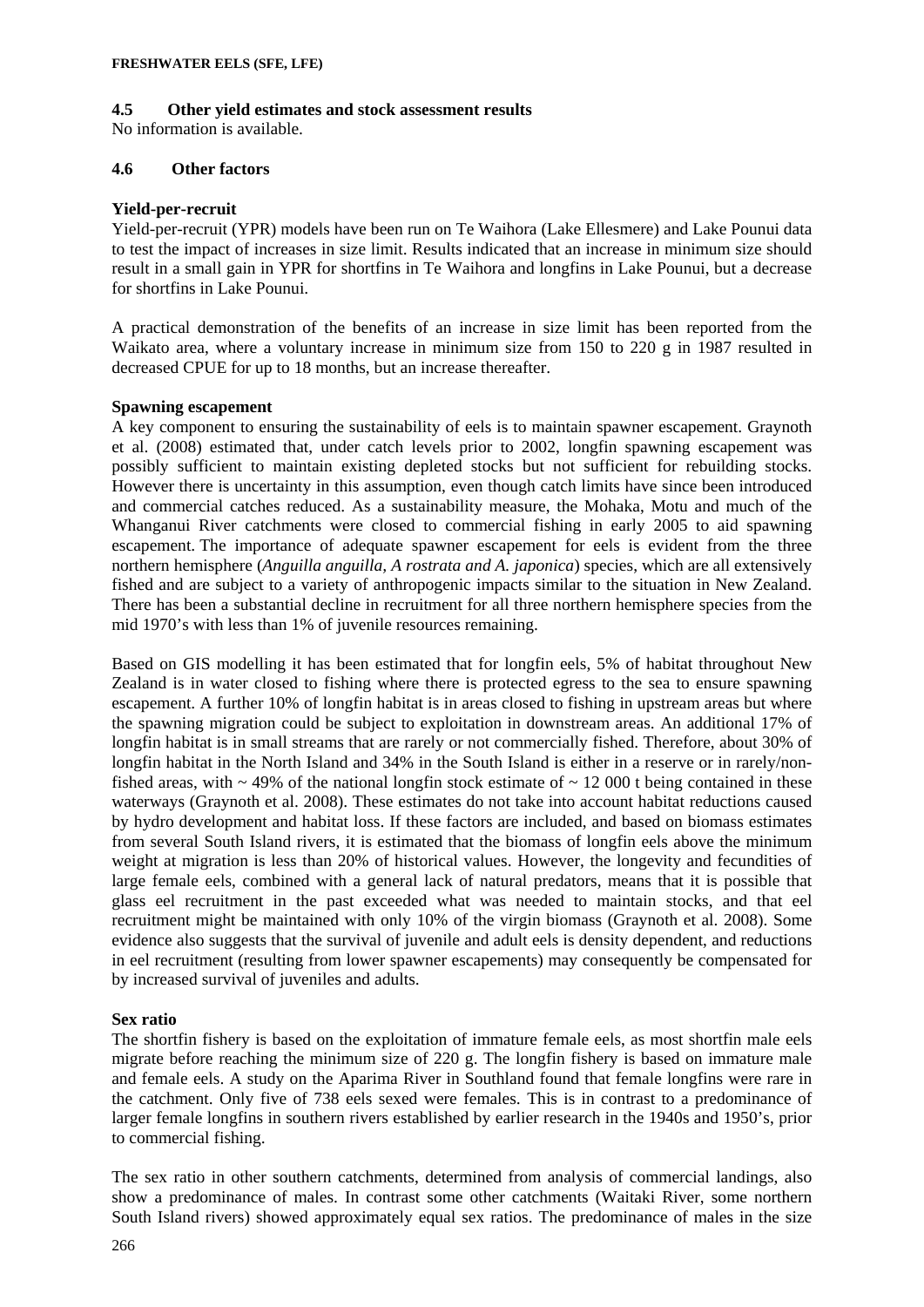### 4.5 Other yield estimates and stock assessment results

No information is available.

### 4.6 Other factors

**Yield-per-recruit**

Yield-per-recruit (YPR) models have been run on Te Waihora (Lake Ellesmere) and Lake Pounui data to test the impact of increases in size limit. Results indicated that an increase in minimum size should result in a small gain in YPR for shortfins in Te Waihora and longfins in Lake Pounui, but a decrease for shortfins in Lake Pounui.

A practical demonstration of the benefits of an increase in size limit has been reported from the Waikato area, where a voluntary increase in minimum size from 150 to 220 g in 1987 resulted in decreased CPUE for up to 18 months, but an increase thereafter.

**Spawning escapement**

A key component to ensuring the sustainability of eels is to maintain spawner escapement. Graynoth et al. (2008) estimated that, under catch levels prior to 2002, longfin spawning escapement was possibly sufficient to maintain existing depleted stocks but not sufficient for rebuilding stocks. However there is uncertainty in this assumption, even though catch limits have since been introduced and commercial catches reduced. As a sustainability measure, the Mohaka, Motu and much of the Whanganui River catchments were closed to commercial fishing in early 2005 to aid spawning escapement. The importance of adequate spawner escapement for eels is evident from the three northern hemisphere (*Anguilla anguilla, A rostrata and A. japonica*) species, which are all extensively fished and are subject to a variety of anthropogenic impacts similar to the situation in New Zealand. There has been a substantial decline in recruitment for all three northern hemisphere species from the mid 1970's with less than 1% of juvenile resources remaining.

Based on GIS modelling it has been estimated that for longfin eels, 5% of habitat throughout New Zealand is in water closed to fishing where there is protected egress to the sea to ensure spawning escapement. A further 10% of longfin habitat is in areas closed to fishing in upstream areas but where the spawning migration could be subject to exploitation in downstream areas. An additional 17% of longfin habitat is in small streams that are rarely or not commercially fished. Therefore, about 30% of longfin habitat in the North Island and 34% in the South Island is either in a reserve or in rarely/non-fished areas, with ~ 49% of the national longfin stock estimate of ~ 12 000 t being contained in these waterways (Graynoth et al. 2008). These estimates do not take into account habitat reductions caused by hydro development and habitat loss. If these factors are included, and based on biomass estimates from several South Island rivers, it is estimated that the biomass of longfin eels above the minimum weight at migration is less than 20% of historical values. However, the longevity and fecundities of large female eels, combined with a general lack of natural predators, means that it is possible that glass eel recruitment in the past exceeded what was needed to maintain stocks, and that eel recruitment might be maintained with only 10% of the virgin biomass (Graynoth et al. 2008). Some evidence also suggests that the survival of juvenile and adult eels is density dependent, and reductions in eel recruitment (resulting from lower spawner escapements) may consequently be compensated for by increased survival of juveniles and adults.

**Sex ratio**

The shortfin fishery is based on the exploitation of immature female eels, as most shortfin male eels migrate before reaching the minimum size of 220 g. The longfin fishery is based on immature male and female eels. A study on the Aparima River in Southland found that female longfins were rare in the catchment. Only five of 738 eels sexed were females. This is in contrast to a predominance of larger female longfins in southern rivers established by earlier research in the 1940s and 1950's, prior to commercial fishing.

The sex ratio in other southern catchments, determined from analysis of commercial landings, also show a predominance of males. In contrast some other catchments (Waitaki River, some northern South Island rivers) showed approximately equal sex ratios. The predominance of males in the size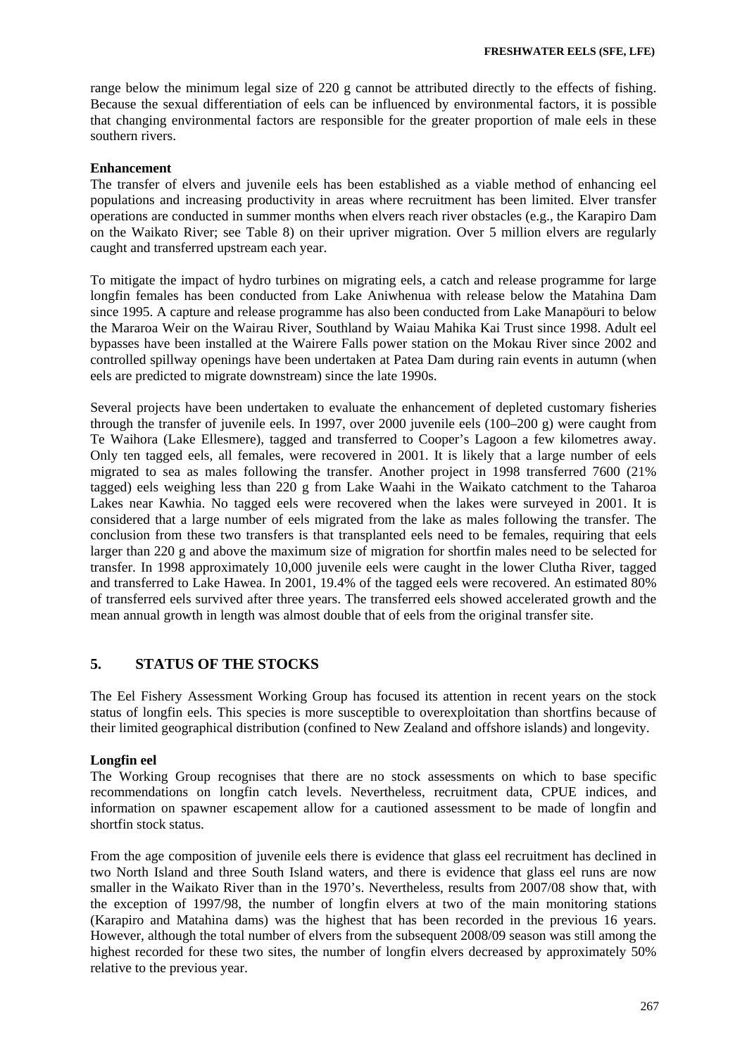range below the minimum legal size of 220 g cannot be attributed directly to the effects of fishing. Because the sexual differentiation of eels can be influenced by environmental factors, it is possible that changing environmental factors are responsible for the greater proportion of male eels in these southern rivers.

**Enhancement**

The transfer of elvers and juvenile eels has been established as a viable method of enhancing eel populations and increasing productivity in areas where recruitment has been limited. Elver transfer operations are conducted in summer months when elvers reach river obstacles (e.g., the Karapiro Dam on the Waikato River; see Table 8) on their upriver migration. Over 5 million elvers are regularly caught and transferred upstream each year.

To mitigate the impact of hydro turbines on migrating eels, a catch and release programme for large longfin females has been conducted from Lake Aniwhenua with release below the Matahina Dam since 1995. A capture and release programme has also been conducted from Lake Manapöuri to below the Mararoa Weir on the Wairau River, Southland by Waiau Mahika Kai Trust since 1998. Adult eel bypasses have been installed at the Wairere Falls power station on the Mokau River since 2002 and controlled spillway openings have been undertaken at Patea Dam during rain events in autumn (when eels are predicted to migrate downstream) since the late 1990s.

Several projects have been undertaken to evaluate the enhancement of depleted customary fisheries through the transfer of juvenile eels. In 1997, over 2000 juvenile eels (100–200 g) were caught from Te Waihora (Lake Ellesmere), tagged and transferred to Cooper's Lagoon a few kilometres away. Only ten tagged eels, all females, were recovered in 2001. It is likely that a large number of eels migrated to sea as males following the transfer. Another project in 1998 transferred 7600 (21% tagged) eels weighing less than 220 g from Lake Waahi in the Waikato catchment to the Taharoa Lakes near Kawhia. No tagged eels were recovered when the lakes were surveyed in 2001. It is considered that a large number of eels migrated from the lake as males following the transfer. The conclusion from these two transfers is that transplanted eels need to be females, requiring that eels larger than 220 g and above the maximum size of migration for shortfin males need to be selected for transfer. In 1998 approximately 10,000 juvenile eels were caught in the lower Clutha River, tagged and transferred to Lake Hawea. In 2001, 19.4% of the tagged eels were recovered. An estimated 80% of transferred eels survived after three years. The transferred eels showed accelerated growth and the mean annual growth in length was almost double that of eels from the original transfer site.

## 5. STATUS OF THE STOCKS

The Eel Fishery Assessment Working Group has focused its attention in recent years on the stock status of longfin eels. This species is more susceptible to overexploitation than shortfins because of their limited geographical distribution (confined to New Zealand and offshore islands) and longevity.

**Longfin eel**

The Working Group recognises that there are no stock assessments on which to base specific recommendations on longfin catch levels. Nevertheless, recruitment data, CPUE indices, and information on spawner escapement allow for a cautioned assessment to be made of longfin and shortfin stock status.

From the age composition of juvenile eels there is evidence that glass eel recruitment has declined in two North Island and three South Island waters, and there is evidence that glass eel runs are now smaller in the Waikato River than in the 1970's. Nevertheless, results from 2007/08 show that, with the exception of 1997/98, the number of longfin elvers at two of the main monitoring stations (Karapiro and Matahina dams) was the highest that has been recorded in the previous 16 years. However, although the total number of elvers from the subsequent 2008/09 season was still among the highest recorded for these two sites, the number of longfin elvers decreased by approximately 50% relative to the previous year.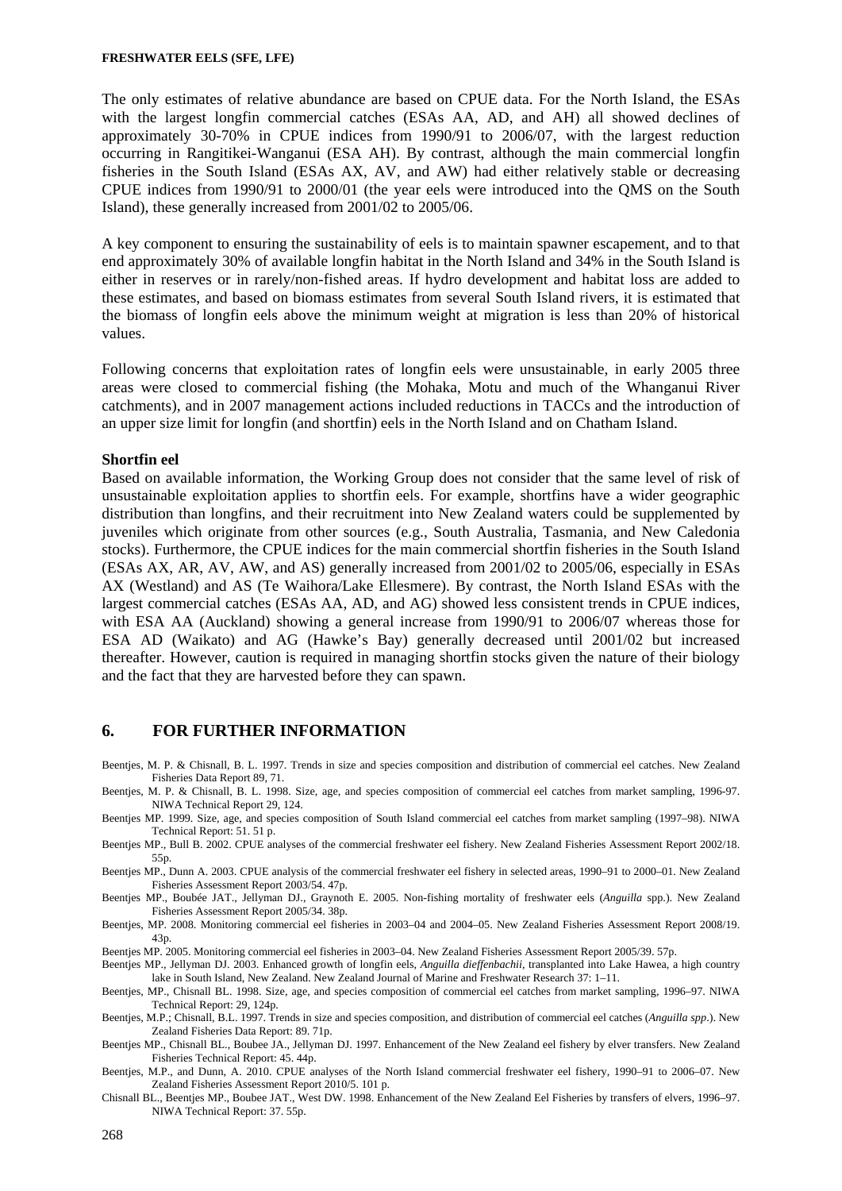The only estimates of relative abundance are based on CPUE data. For the North Island, the ESAs with the largest longfin commercial catches (ESAs AA, AD, and AH) all showed declines of approximately 30-70% in CPUE indices from 1990/91 to 2006/07, with the largest reduction occurring in Rangitikei-Wanganui (ESA AH). By contrast, although the main commercial longfin fisheries in the South Island (ESAs AX, AV, and AW) had either relatively stable or decreasing CPUE indices from 1990/91 to 2000/01 (the year eels were introduced into the QMS on the South Island), these generally increased from 2001/02 to 2005/06.

A key component to ensuring the sustainability of eels is to maintain spawner escapement, and to that end approximately 30% of available longfin habitat in the North Island and 34% in the South Island is either in reserves or in rarely/non-fished areas. If hydro development and habitat loss are added to these estimates, and based on biomass estimates from several South Island rivers, it is estimated that the biomass of longfin eels above the minimum weight at migration is less than 20% of historical values.

Following concerns that exploitation rates of longfin eels were unsustainable, in early 2005 three areas were closed to commercial fishing (the Mohaka, Motu and much of the Whanganui River catchments), and in 2007 management actions included reductions in TACCs and the introduction of an upper size limit for longfin (and shortfin) eels in the North Island and on Chatham Island.

**Shortfin eel**

Based on available information, the Working Group does not consider that the same level of risk of unsustainable exploitation applies to shortfin eels. For example, shortfins have a wider geographic distribution than longfins, and their recruitment into New Zealand waters could be supplemented by juveniles which originate from other sources (e.g., South Australia, Tasmania, and New Caledonia stocks). Furthermore, the CPUE indices for the main commercial shortfin fisheries in the South Island (ESAs AX, AR, AV, AW, and AS) generally increased from 2001/02 to 2005/06, especially in ESAs AX (Westland) and AS (Te Waihora/Lake Ellesmere). By contrast, the North Island ESAs with the largest commercial catches (ESAs AA, AD, and AG) showed less consistent trends in CPUE indices, with ESA AA (Auckland) showing a general increase from 1990/91 to 2006/07 whereas those for ESA AD (Waikato) and AG (Hawke's Bay) generally decreased until 2001/02 but increased thereafter. However, caution is required in managing shortfin stocks given the nature of their biology and the fact that they are harvested before they can spawn.

## 6. FOR FURTHER INFORMATION

Beentjes, M. P. & Chisnall, B. L. 1997. Trends in size and species composition and distribution of commercial eel catches. New Zealand Fisheries Data Report 89, 71.

Beentjes, M. P. & Chisnall, B. L. 1998. Size, age, and species composition of commercial eel catches from market sampling, 1996-97. NIWA Technical Report 29, 124.

Beentjes MP. 1999. Size, age, and species composition of South Island commercial eel catches from market sampling (1997–98). NIWA Technical Report: 51. 51 p.

Beentjes MP., Bull B. 2002. CPUE analyses of the commercial freshwater eel fishery. New Zealand Fisheries Assessment Report 2002/18. 55p.

Beentjes MP., Dunn A. 2003. CPUE analysis of the commercial freshwater eel fishery in selected areas, 1990–91 to 2000–01. New Zealand Fisheries Assessment Report 2003/54. 47p.

Beentjes MP., Boubée JAT., Jellyman DJ., Graynoth E. 2005. Non-fishing mortality of freshwater eels (*Anguilla* spp.). New Zealand Fisheries Assessment Report 2005/34. 38p.

Beentjes, MP. 2008. Monitoring commercial eel fisheries in 2003–04 and 2004–05. New Zealand Fisheries Assessment Report 2008/19. 43p.

Beentjes MP. 2005. Monitoring commercial eel fisheries in 2003–04. New Zealand Fisheries Assessment Report 2005/39. 57p.

Beentjes MP., Jellyman DJ. 2003. Enhanced growth of longfin eels, *Anguilla dieffenbachii*, transplanted into Lake Hawea, a high country lake in South Island, New Zealand. New Zealand Journal of Marine and Freshwater Research 37: 1–11.

Beentjes, MP., Chisnall BL. 1998. Size, age, and species composition of commercial eel catches from market sampling, 1996–97. NIWA Technical Report: 29, 124p.

Beentjes, M.P.; Chisnall, B.L. 1997. Trends in size and species composition, and distribution of commercial eel catches (*Anguilla spp*.). New Zealand Fisheries Data Report: 89. 71p.

Beentjes MP., Chisnall BL., Boubee JA., Jellyman DJ. 1997. Enhancement of the New Zealand eel fishery by elver transfers. New Zealand Fisheries Technical Report: 45. 44p.

Beentjes, M.P., and Dunn, A. 2010. CPUE analyses of the North Island commercial freshwater eel fishery, 1990–91 to 2006–07. New Zealand Fisheries Assessment Report 2010/5. 101 p.

Chisnall BL., Beentjes MP., Boubee JAT., West DW. 1998. Enhancement of the New Zealand Eel Fisheries by transfers of elvers, 1996–97. NIWA Technical Report: 37. 55p.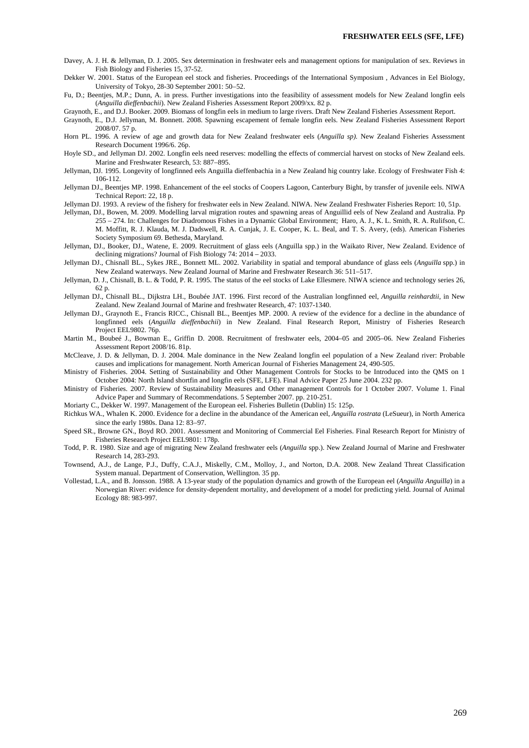Davey, A. J. H. & Jellyman, D. J. 2005. Sex determination in freshwater eels and management options for manipulation of sex. Reviews in Fish Biology and Fisheries 15, 37-52.

Dekker W. 2001. Status of the European eel stock and fisheries. Proceedings of the International Symposium , Advances in Eel Biology, University of Tokyo, 28-30 September 2001: 50–52.

Fu, D.; Beentjes, M.P.; Dunn, A. in press. Further investigations into the feasibility of assessment models for New Zealand longfin eels (*Anguilla dieffenbachii*). New Zealand Fisheries Assessment Report 2009/xx. 82 p.

Graynoth, E., and D.J. Booker. 2009. Biomass of longfin eels in medium to large rivers. Draft New Zealand Fisheries Assessment Report.

Graynoth, E., D.J. Jellyman, M. Bonnett. 2008. Spawning escapement of female longfin eels. New Zealand Fisheries Assessment Report 2008/07. 57 p.

Horn PL. 1996. A review of age and growth data for New Zealand freshwater eels (*Anguilla sp)*. New Zealand Fisheries Assessment Research Document 1996/6. 26p.

Hoyle SD., and Jellyman DJ. 2002. Longfin eels need reserves: modelling the effects of commercial harvest on stocks of New Zealand eels. Marine and Freshwater Research, 53: 887–895.

Jellyman, DJ. 1995. Longevity of longfinned eels Anguilla dieffenbachia in a New Zealand hig country lake. Ecology of Freshwater Fish 4: 106-112.

Jellyman DJ., Beentjes MP. 1998. Enhancement of the eel stocks of Coopers Lagoon, Canterbury Bight, by transfer of juvenile eels. NIWA Technical Report: 22, 18 p.

Jellyman DJ. 1993. A review of the fishery for freshwater eels in New Zealand. NIWA. New Zealand Freshwater Fisheries Report: 10, 51p.

Jellyman, DJ., Bowen, M. 2009. Modelling larval migration routes and spawning areas of Anguillid eels of New Zealand and Australia. Pp 255 – 274. In: Challenges for Diadromous Fishes in a Dynamic Global Environment; Haro, A. J., K. L. Smith, R. A. Rulifson, C. M. Moffitt, R. J. Klauda, M. J. Dadswell, R. A. Cunjak, J. E. Cooper, K. L. Beal, and T. S. Avery, (eds). American Fisheries Society Symposium 69. Bethesda, Maryland.

Jellyman, DJ., Booker, DJ., Watene, E. 2009. Recruitment of glass eels (Anguilla spp.) in the Waikato River, New Zealand. Evidence of declining migrations? Journal of Fish Biology 74: 2014 – 2033.

Jellyman DJ., Chisnall BL., Sykes JRE., Bonnett ML. 2002. Variability in spatial and temporal abundance of glass eels (*Anguilla* spp.) in New Zealand waterways. New Zealand Journal of Marine and Freshwater Research 36: 511–517.

Jellyman, D. J., Chisnall, B. L. & Todd, P. R. 1995. The status of the eel stocks of Lake Ellesmere. NIWA science and technology series 26, 62 p.

Jellyman DJ., Chisnall BL., Dijkstra LH., Boubée JAT. 1996. First record of the Australian longfinned eel, *Anguilla reinhardtii,* in New Zealand. New Zealand Journal of Marine and freshwater Research, 47: 1037-1340.

Jellyman DJ., Graynoth E., Francis RICC., Chisnall BL., Beentjes MP. 2000. A review of the evidence for a decline in the abundance of longfinned eels (*Anguilla dieffenbachii*) in New Zealand. Final Research Report, Ministry of Fisheries Research Project EEL9802. 76p.

Martin M., Boubeé J., Bowman E., Griffin D. 2008. Recruitment of freshwater eels, 2004–05 and 2005–06. New Zealand Fisheries Assessment Report 2008/16. 81p.

McCleave, J. D. & Jellyman, D. J. 2004. Male dominance in the New Zealand longfin eel population of a New Zealand river: Probable causes and implications for management. North American Journal of Fisheries Management 24, 490-505.

Ministry of Fisheries. 2004. Setting of Sustainability and Other Management Controls for Stocks to be Introduced into the QMS on 1 October 2004: North Island shortfin and longfin eels (SFE, LFE). Final Advice Paper 25 June 2004. 232 pp.

Ministry of Fisheries. 2007. Review of Sustainability Measures and Other management Controls for 1 October 2007. Volume 1. Final Advice Paper and Summary of Recommendations. 5 September 2007. pp. 210-251.

Moriarty C., Dekker W. 1997. Management of the European eel. Fisheries Bulletin (Dublin) 15: 125p.

Richkus WA., Whalen K. 2000. Evidence for a decline in the abundance of the American eel, *Anguilla rostrata* (LeSueur), in North America since the early 1980s. Dana 12: 83–97.

Speed SR., Browne GN., Boyd RO. 2001. Assessment and Monitoring of Commercial Eel Fisheries. Final Research Report for Ministry of Fisheries Research Project EEL9801: 178p.

Todd, P. R. 1980. Size and age of migrating New Zealand freshwater eels (*Anguilla* spp.). New Zealand Journal of Marine and Freshwater Research 14, 283-293.

Townsend, A.J., de Lange, P.J., Duffy, C.A.J., Miskelly, C.M., Molloy, J., and Norton, D.A. 2008. New Zealand Threat Classification System manual. Department of Conservation, Wellington. 35 pp.

Vollestad, L.A., and B. Jonsson. 1988. A 13-year study of the population dynamics and growth of the European eel (*Anguilla Anguilla*) in a Norwegian River: evidence for density-dependent mortality, and development of a model for predicting yield. Journal of Animal Ecology 88: 983-997.